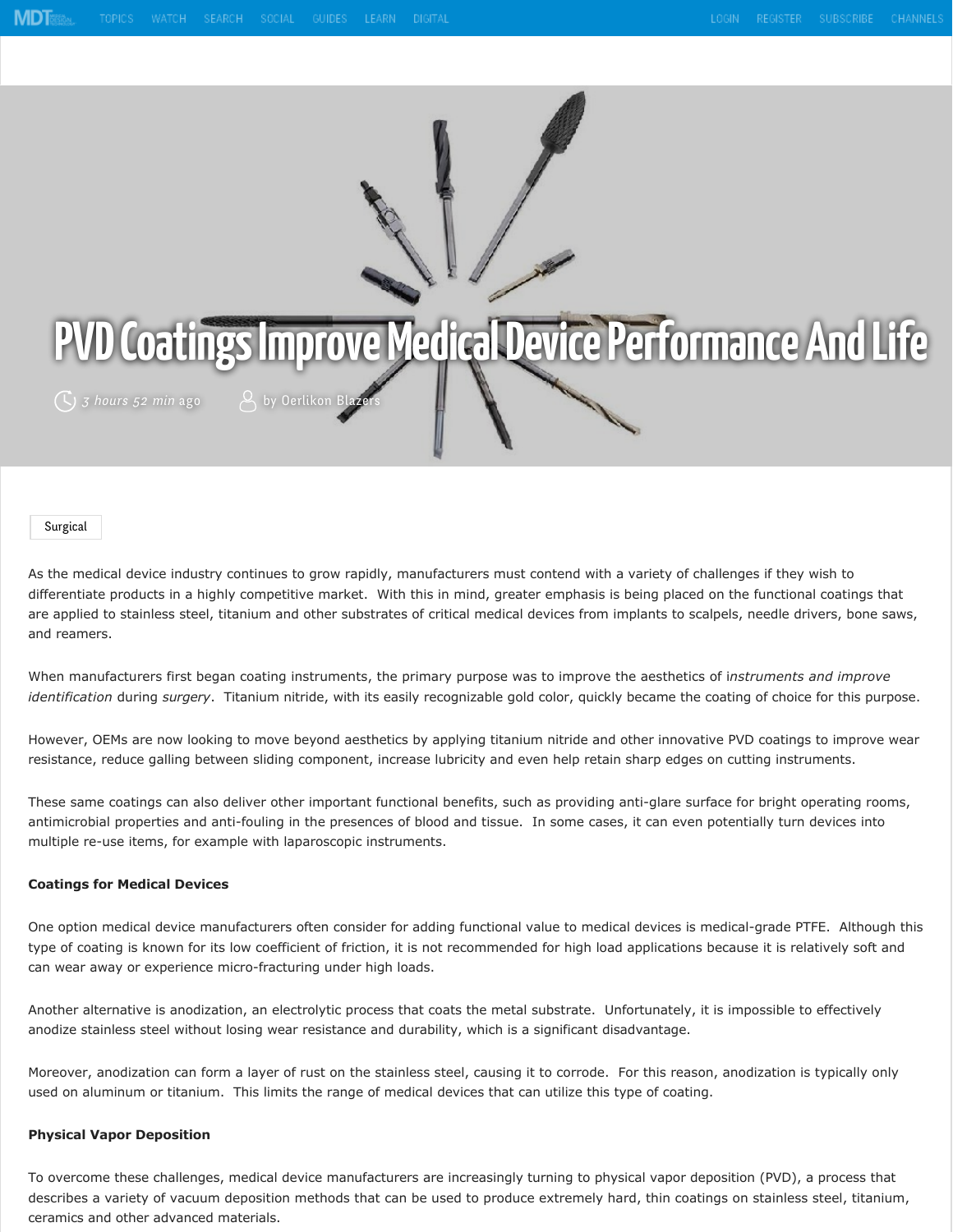# PVD Coatings Improve Medical Device Performance And Life

3 hours 52 min ago by Oerlikon Blazers

Surgical

As the medical device industry continues to grow rapidly, manufacturers must contend with a variety of challenges if they wish to differentiate products in a highly competitive market. With this in mind, greater emphasis is being placed on the functional coatings that are applied to stainless steel, titanium and other substrates of critical medical devices from implants to scalpels, needle drivers, bone saws, and reamers.

When manufacturers first began coating instruments, the primary purpose was to improve the aesthetics of i*nstruments and improve identification* during *surgery*. Titanium nitride, with its easily recognizable gold color, quickly became the coating of choice for this purpose.

However, OEMs are now looking to move beyond aesthetics by applying titanium nitride and other innovative PVD coatings to improve wear resistance, reduce galling between sliding component, increase lubricity and even help retain sharp edges on cutting instruments.

These same coatings can also deliver other important functional benefits, such as providing anti-glare surface for bright operating rooms, antimicrobial properties and anti-fouling in the presences of blood and tissue. In some cases, it can even potentially turn devices into multiple re-use items, for example with laparoscopic instruments.

**Coatings for Medical Devices**

One option medical device manufacturers often consider for adding functional value to medical devices is medical-grade PTFE. Although this type of coating is known for its low coefficient of friction, it is not recommended for high load applications because it is relatively soft and can wear away or experience micro-fracturing under high loads.

Another alternative is anodization, an electrolytic process that coats the metal substrate. Unfortunately, it is impossible to effectively anodize stainless steel without losing wear resistance and durability, which is a significant disadvantage.

Moreover, anodization can form a layer of rust on the stainless steel, causing it to corrode. For this reason, anodization is typically only used on aluminum or titanium. This limits the range of medical devices that can utilize this type of coating.

**Physical Vapor Deposition**

To overcome these challenges, medical device manufacturers are increasingly turning to physical vapor deposition (PVD), a process that describes a variety of vacuum deposition methods that can be used to produce extremely hard, thin coatings on stainless steel, titanium, ceramics and other advanced materials.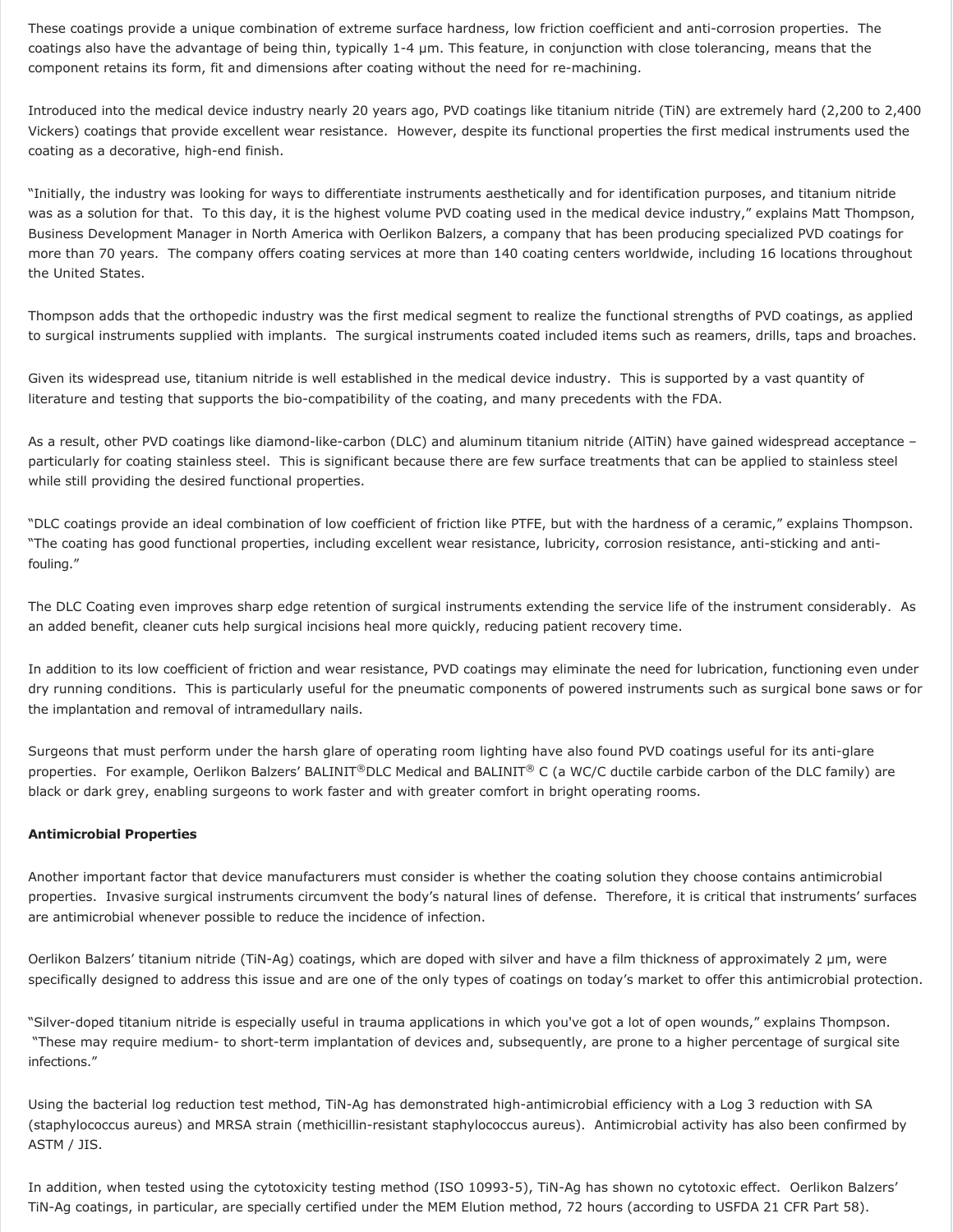These coatings provide a unique combination of extreme surface hardness, low friction coefficient and anti-corrosion properties. The coatings also have the advantage of being thin, typically 1-4 μm. This feature, in conjunction with close tolerancing, means that the component retains its form, fit and dimensions after coating without the need for re-machining.

Introduced into the medical device industry nearly 20 years ago, PVD coatings like titanium nitride (TiN) are extremely hard (2,200 to 2,400 Vickers) coatings that provide excellent wear resistance. However, despite its functional properties the first medical instruments used the coating as a decorative, high-end finish.

"Initially, the industry was looking for ways to differentiate instruments aesthetically and for identification purposes, and titanium nitride was as a solution for that. To this day, it is the highest volume PVD coating used in the medical device industry," explains Matt Thompson, Business Development Manager in North America with Oerlikon Balzers, a company that has been producing specialized PVD coatings for more than 70 years. The company offers coating services at more than 140 coating centers worldwide, including 16 locations throughout the United States.

Thompson adds that the orthopedic industry was the first medical segment to realize the functional strengths of PVD coatings, as applied to surgical instruments supplied with implants. The surgical instruments coated included items such as reamers, drills, taps and broaches.

Given its widespread use, titanium nitride is well established in the medical device industry. This is supported by a vast quantity of literature and testing that supports the bio-compatibility of the coating, and many precedents with the FDA.

As a result, other PVD coatings like diamond-like-carbon (DLC) and aluminum titanium nitride (AlTiN) have gained widespread acceptance – particularly for coating stainless steel. This is significant because there are few surface treatments that can be applied to stainless steel while still providing the desired functional properties.

"DLC coatings provide an ideal combination of low coefficient of friction like PTFE, but with the hardness of a ceramic," explains Thompson. "The coating has good functional properties, including excellent wear resistance, lubricity, corrosion resistance, anti-sticking and anti-fouling."

The DLC Coating even improves sharp edge retention of surgical instruments extending the service life of the instrument considerably. As an added benefit, cleaner cuts help surgical incisions heal more quickly, reducing patient recovery time.

In addition to its low coefficient of friction and wear resistance, PVD coatings may eliminate the need for lubrication, functioning even under dry running conditions. This is particularly useful for the pneumatic components of powered instruments such as surgical bone saws or for the implantation and removal of intramedullary nails.

Surgeons that must perform under the harsh glare of operating room lighting have also found PVD coatings useful for its anti-glare properties. For example, Oerlikon Balzers' BALINIT®DLC Medical and BALINIT® C (a WC/C ductile carbide carbon of the DLC family) are black or dark grey, enabling surgeons to work faster and with greater comfort in bright operating rooms.

**Antimicrobial Properties**

Another important factor that device manufacturers must consider is whether the coating solution they choose contains antimicrobial properties. Invasive surgical instruments circumvent the body's natural lines of defense. Therefore, it is critical that instruments' surfaces are antimicrobial whenever possible to reduce the incidence of infection.

Oerlikon Balzers' titanium nitride (TiN-Ag) coatings, which are doped with silver and have a film thickness of approximately 2 μm, were specifically designed to address this issue and are one of the only types of coatings on today's market to offer this antimicrobial protection.

"Silver-doped titanium nitride is especially useful in trauma applications in which you've got a lot of open wounds," explains Thompson. "These may require medium- to short-term implantation of devices and, subsequently, are prone to a higher percentage of surgical site infections."

Using the bacterial log reduction test method, TiN-Ag has demonstrated high-antimicrobial efficiency with a Log 3 reduction with SA (staphylococcus aureus) and MRSA strain (methicillin-resistant staphylococcus aureus). Antimicrobial activity has also been confirmed by ASTM / JIS.

In addition, when tested using the cytotoxicity testing method (ISO 10993-5), TiN-Ag has shown no cytotoxic effect. Oerlikon Balzers' TiN-Ag coatings, in particular, are specially certified under the MEM Elution method, 72 hours (according to USFDA 21 CFR Part 58).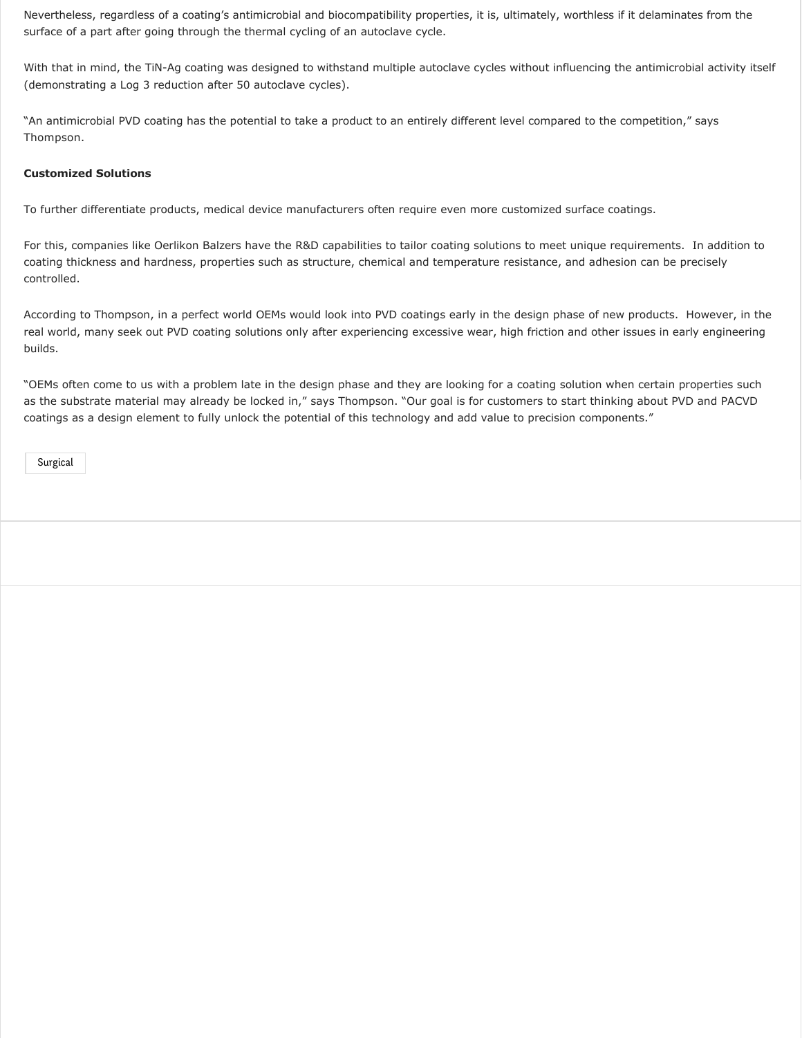Nevertheless, regardless of a coating's antimicrobial and biocompatibility properties, it is, ultimately, worthless if it delaminates from the surface of a part after going through the thermal cycling of an autoclave cycle.

With that in mind, the TiN-Ag coating was designed to withstand multiple autoclave cycles without influencing the antimicrobial activity itself (demonstrating a Log 3 reduction after 50 autoclave cycles).

"An antimicrobial PVD coating has the potential to take a product to an entirely different level compared to the competition," says Thompson.

**Customized Solutions**

To further differentiate products, medical device manufacturers often require even more customized surface coatings.

For this, companies like Oerlikon Balzers have the R&D capabilities to tailor coating solutions to meet unique requirements. In addition to coating thickness and hardness, properties such as structure, chemical and temperature resistance, and adhesion can be precisely controlled.

According to Thompson, in a perfect world OEMs would look into PVD coatings early in the design phase of new products. However, in the real world, many seek out PVD coating solutions only after experiencing excessive wear, high friction and other issues in early engineering builds.

"OEMs often come to us with a problem late in the design phase and they are looking for a coating solution when certain properties such as the substrate material may already be locked in," says Thompson. "Our goal is for customers to start thinking about PVD and PACVD coatings as a design element to fully unlock the potential of this technology and add value to precision components."

Surgical